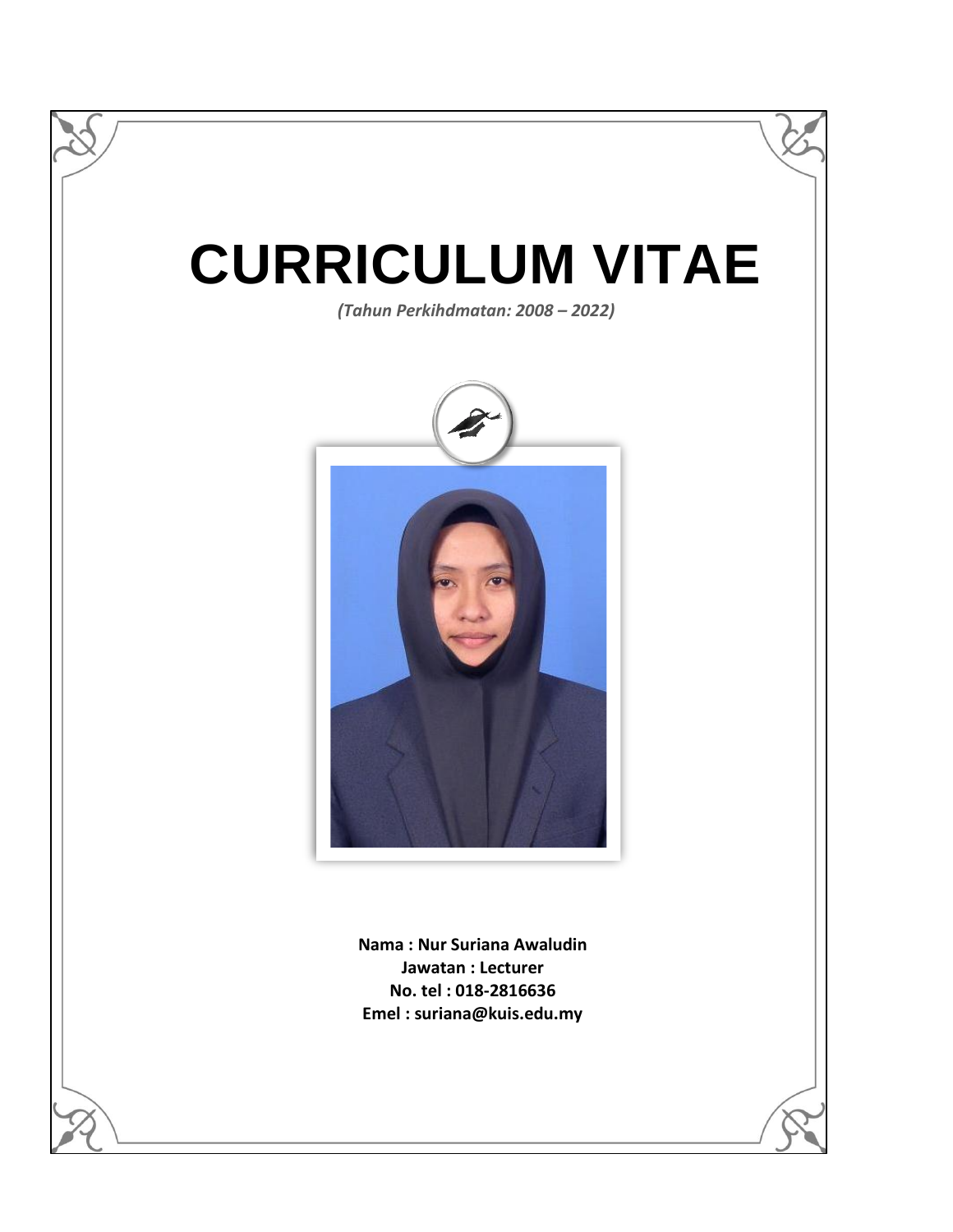# CURRICULUM VITAE

*(Tahun Perkihdmatan: 2008 – 2022)*

**Nama : Nur Suriana Awaludin**
**Jawatan : Lecturer**
**No. tel : 018-2816636**
**Emel : suriana@kuis.edu.my**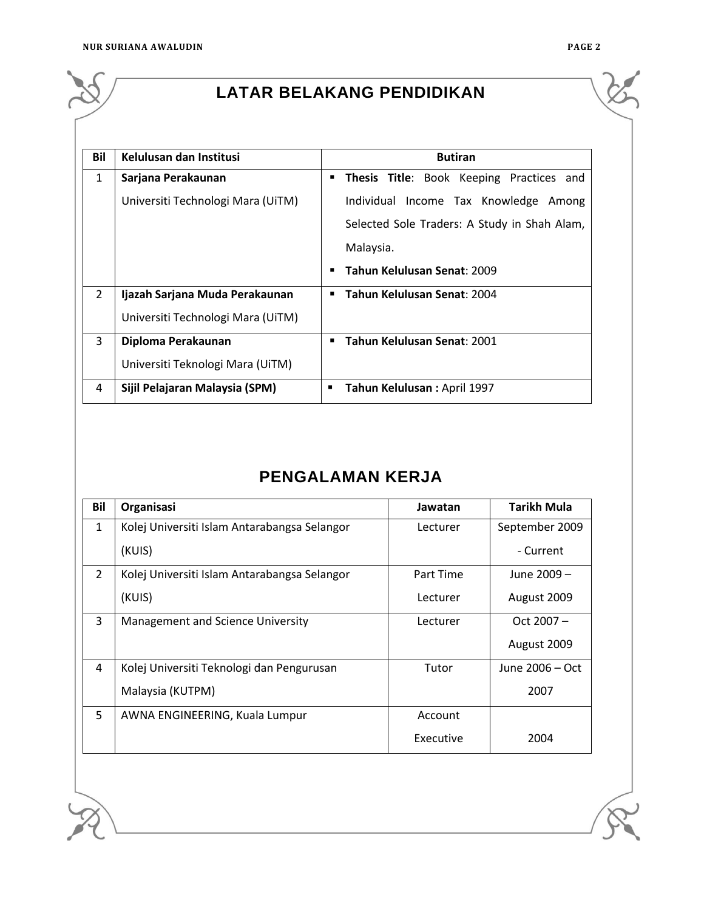## LATAR BELAKANG PENDIDIKAN

| Bil | Kelulusan dan Institusi | Butiran |
|---|---|---|
| 1 | **Sarjana Perakaunan** Universiti Technologi Mara (UiTM) | ▪ **Thesis Title**: Book Keeping Practices and Individual Income Tax Knowledge Among Selected Sole Traders: A Study in Shah Alam, Malaysia. ▪ **Tahun Kelulusan Senat**: 2009 |
| 2 | **Ijazah Sarjana Muda Perakaunan** Universiti Technologi Mara (UiTM) | ▪ **Tahun Kelulusan Senat**: 2004 |
| 3 | **Diploma Perakaunan** Universiti Teknologi Mara (UiTM) | ▪ **Tahun Kelulusan Senat**: 2001 |
| 4 | **Sijil Pelajaran Malaysia (SPM)** | ▪ **Tahun Kelulusan :** April 1997 |

## PENGALAMAN KERJA

| Bil | Organisasi | Jawatan | Tarikh Mula |
|---|---|---|---|
| 1 | Kolej Universiti Islam Antarabangsa Selangor (KUIS) | Lecturer | September 2009 - Current |
| 2 | Kolej Universiti Islam Antarabangsa Selangor (KUIS) | Part Time Lecturer | June 2009 – August 2009 |
| 3 | Management and Science University | Lecturer | Oct 2007 – August 2009 |
| 4 | Kolej Universiti Teknologi dan Pengurusan Malaysia (KUTPM) | Tutor | June 2006 – Oct 2007 |
| 5 | AWNA ENGINEERING, Kuala Lumpur | Account Executive | 2004 |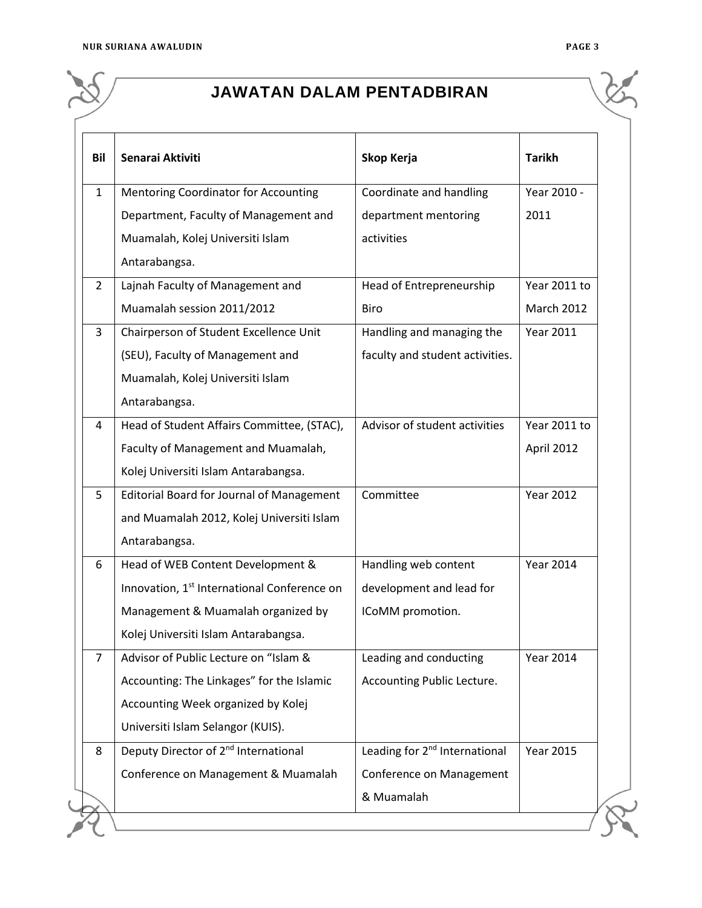# JAWATAN DALAM PENTADBIRAN

| Bil | Senarai Aktiviti | Skop Kerja | Tarikh |
|---|---|---|---|
| 1 | Mentoring Coordinator for Accounting Department, Faculty of Management and Muamalah, Kolej Universiti Islam Antarabangsa. | Coordinate and handling department mentoring activities | Year 2010 - 2011 |
| 2 | Lajnah Faculty of Management and Muamalah session 2011/2012 | Head of Entrepreneurship Biro | Year 2011 to March 2012 |
| 3 | Chairperson of Student Excellence Unit (SEU), Faculty of Management and Muamalah, Kolej Universiti Islam Antarabangsa. | Handling and managing the faculty and student activities. | Year 2011 |
| 4 | Head of Student Affairs Committee, (STAC), Faculty of Management and Muamalah, Kolej Universiti Islam Antarabangsa. | Advisor of student activities | Year 2011 to April 2012 |
| 5 | Editorial Board for Journal of Management and Muamalah 2012, Kolej Universiti Islam Antarabangsa. | Committee | Year 2012 |
| 6 | Head of WEB Content Development & Innovation, 1st International Conference on Management & Muamalah organized by Kolej Universiti Islam Antarabangsa. | Handling web content development and lead for ICoMM promotion. | Year 2014 |
| 7 | Advisor of Public Lecture on "Islam & Accounting: The Linkages" for the Islamic Accounting Week organized by Kolej Universiti Islam Selangor (KUIS). | Leading and conducting Accounting Public Lecture. | Year 2014 |
| 8 | Deputy Director of 2nd International Conference on Management & Muamalah | Leading for 2nd International Conference on Management & Muamalah | Year 2015 |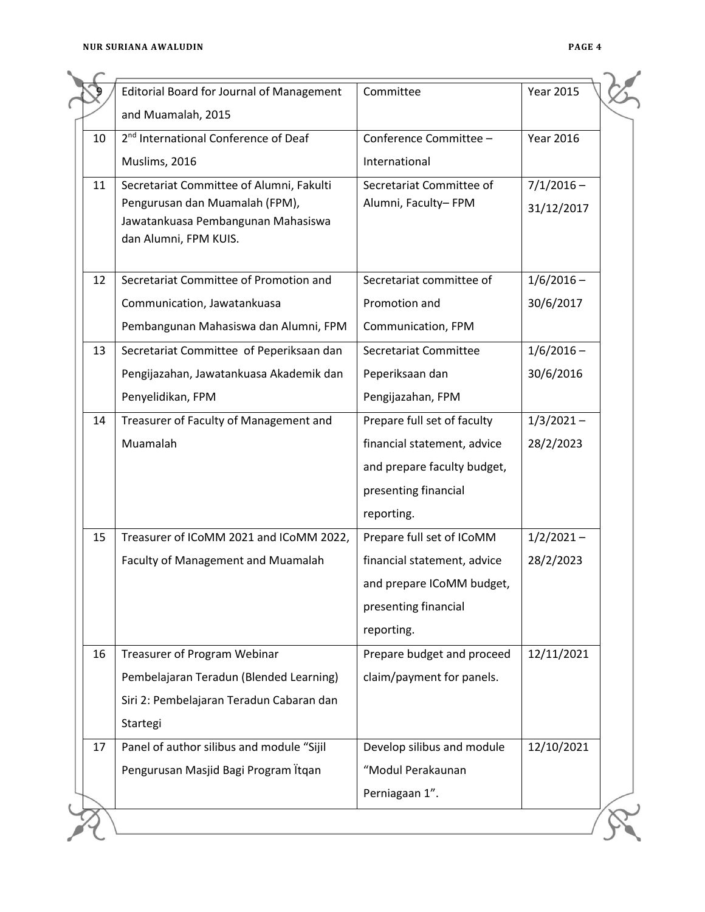| 9 | Editorial Board for Journal of Management and Muamalah, 2015 | Committee | Year 2015 |
|---|---|---|---|
| 10 | 2nd International Conference of Deaf Muslims, 2016 | Conference Committee – International | Year 2016 |
| 11 | Secretariat Committee of Alumni, Fakulti Pengurusan dan Muamalah (FPM), Jawatankuasa Pembangunan Mahasiswa dan Alumni, FPM KUIS. | Secretariat Committee of Alumni, Faculty– FPM | 7/1/2016 – 31/12/2017 |
| 12 | Secretariat Committee of Promotion and Communication, Jawatankuasa Pembangunan Mahasiswa dan Alumni, FPM | Secretariat committee of Promotion and Communication, FPM | 1/6/2016 – 30/6/2017 |
| 13 | Secretariat Committee of Peperiksaan dan Pengijazahan, Jawatankuasa Akademik dan Penyelidikan, FPM | Secretariat Committee Peperiksaan dan Pengijazahan, FPM | 1/6/2016 – 30/6/2016 |
| 14 | Treasurer of Faculty of Management and Muamalah | Prepare full set of faculty financial statement, advice and prepare faculty budget, presenting financial reporting. | 1/3/2021 – 28/2/2023 |
| 15 | Treasurer of ICoMM 2021 and ICoMM 2022, Faculty of Management and Muamalah | Prepare full set of ICoMM financial statement, advice and prepare ICoMM budget, presenting financial reporting. | 1/2/2021 – 28/2/2023 |
| 16 | Treasurer of Program Webinar Pembelajaran Teradun (Blended Learning) Siri 2: Pembelajaran Teradun Cabaran dan Startegi | Prepare budget and proceed claim/payment for panels. | 12/11/2021 |
| 17 | Panel of author silibus and module "Sijil Pengurusan Masjid Bagi Program Ïtqan | Develop silibus and module "Modul Perakaunan Perniagaan 1". | 12/10/2021 |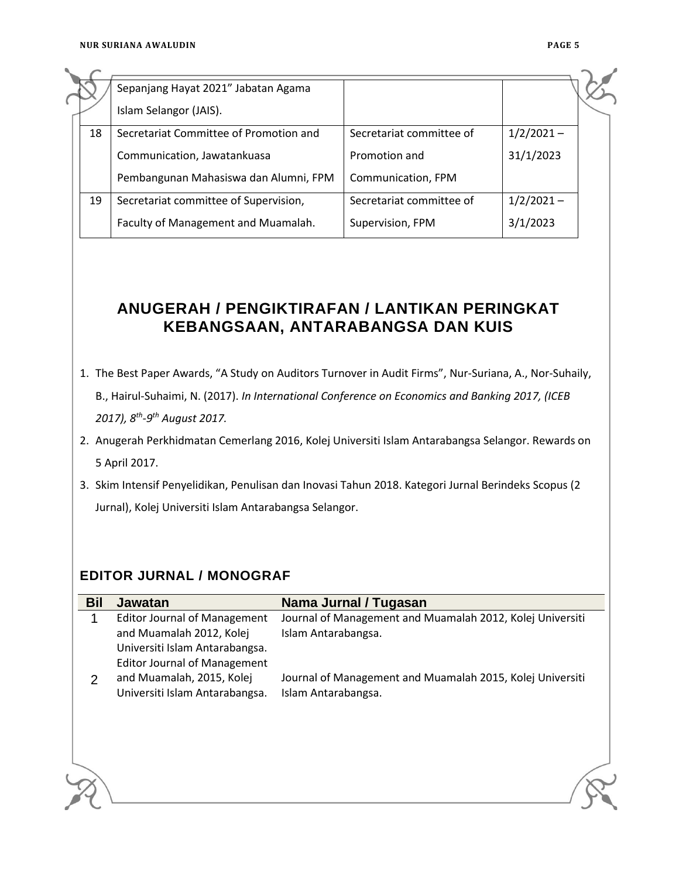| | | | |
|---|---|---|---|
| | Sepanjang Hayat 2021" Jabatan Agama Islam Selangor (JAIS). | | |
| 18 | Secretariat Committee of Promotion and Communication, Jawatankuasa Pembangunan Mahasiswa dan Alumni, FPM | Secretariat committee of Promotion and Communication, FPM | 1/2/2021 – 31/1/2023 |
| 19 | Secretariat committee of Supervision, Faculty of Management and Muamalah. | Secretariat committee of Supervision, FPM | 1/2/2021 – 3/1/2023 |

## ANUGERAH / PENGIKTIRAFAN / LANTIKAN PERINGKAT KEBANGSAAN, ANTARABANGSA DAN KUIS

1. The Best Paper Awards, "A Study on Auditors Turnover in Audit Firms", Nur-Suriana, A., Nor-Suhaily, B., Hairul-Suhaimi, N. (2017). *In International Conference on Economics and Banking 2017, (ICEB 2017), 8th-9th August 2017.*
2. Anugerah Perkhidmatan Cemerlang 2016, Kolej Universiti Islam Antarabangsa Selangor. Rewards on 5 April 2017.
3. Skim Intensif Penyelidikan, Penulisan dan Inovasi Tahun 2018. Kategori Jurnal Berindeks Scopus (2 Jurnal), Kolej Universiti Islam Antarabangsa Selangor.

### EDITOR JURNAL / MONOGRAF

| Bil | Jawatan | Nama Jurnal / Tugasan |
|---|---|---|
| 1 | Editor Journal of Management and Muamalah 2012, Kolej Universiti Islam Antarabangsa. | Journal of Management and Muamalah 2012, Kolej Universiti Islam Antarabangsa. |
| 2 | Editor Journal of Management and Muamalah, 2015, Kolej Universiti Islam Antarabangsa. | Journal of Management and Muamalah 2015, Kolej Universiti Islam Antarabangsa. |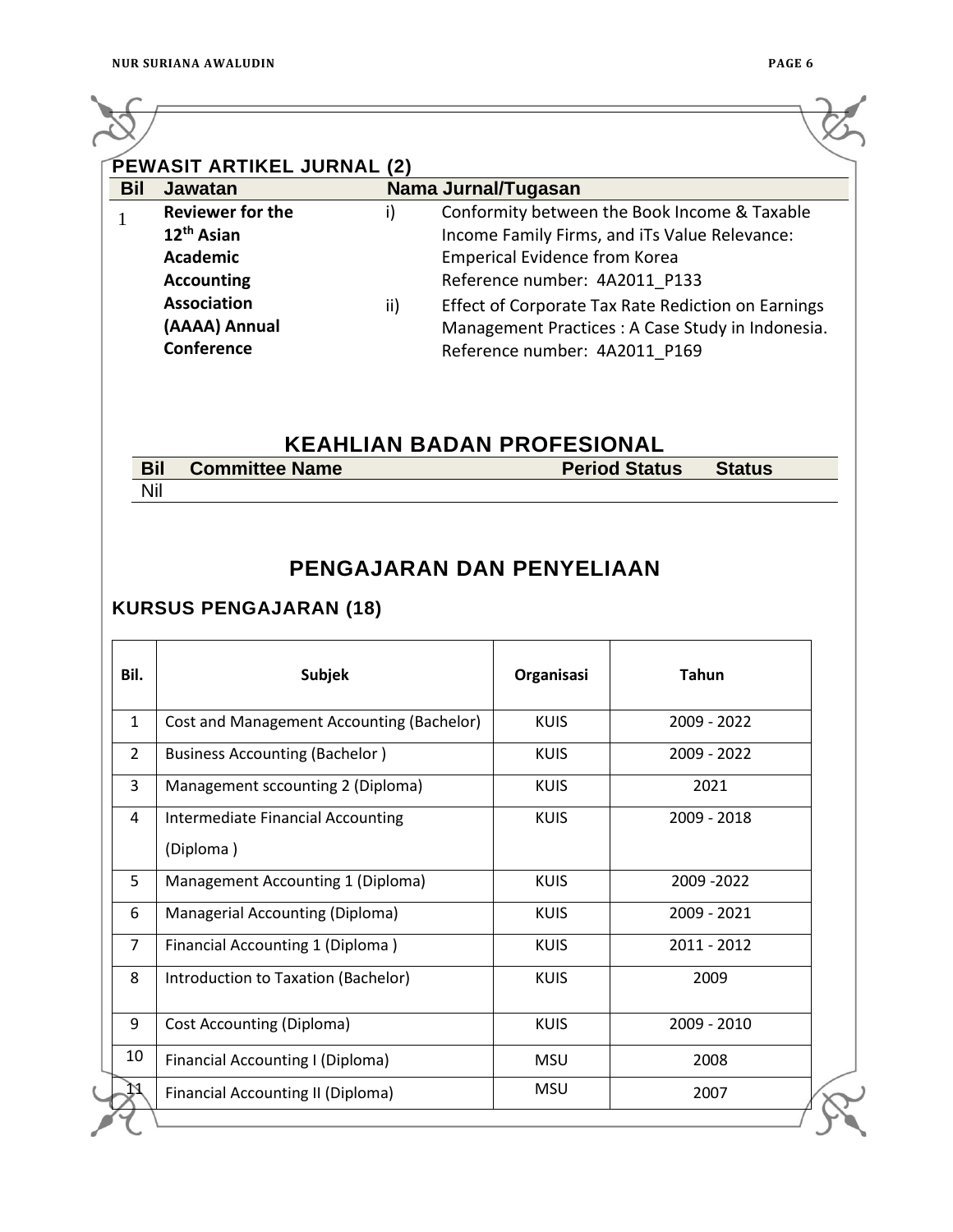## PEWASIT ARTIKEL JURNAL (2)

| Bil | Jawatan | Nama Jurnal/Tugasan |
|---|---|---|
| 1 | **Reviewer for the 12th Asian Academic Accounting Association (AAAA) Annual Conference** | i) Conformity between the Book Income & Taxable Income Family Firms, and iTs Value Relevance: Emperical Evidence from Korea<br>Reference number: 4A2011_P133<br>ii) Effect of Corporate Tax Rate Rediction on Earnings Management Practices : A Case Study in Indonesia.<br>Reference number: 4A2011_P169 |

## KEAHLIAN BADAN PROFESIONAL

| Bil | Committee Name | Period Status | Status |
|---|---|---|---|
| Nil | | | |

## PENGAJARAN DAN PENYELIAAN

### KURSUS PENGAJARAN (18)

| Bil. | Subjek | Organisasi | Tahun |
|---|---|---|---|
| 1 | Cost and Management Accounting (Bachelor) | KUIS | 2009 - 2022 |
| 2 | Business Accounting (Bachelor ) | KUIS | 2009 - 2022 |
| 3 | Management sccounting 2 (Diploma) | KUIS | 2021 |
| 4 | Intermediate Financial Accounting (Diploma ) | KUIS | 2009 - 2018 |
| 5 | Management Accounting 1 (Diploma) | KUIS | 2009 -2022 |
| 6 | Managerial Accounting (Diploma) | KUIS | 2009 - 2021 |
| 7 | Financial Accounting 1 (Diploma ) | KUIS | 2011 - 2012 |
| 8 | Introduction to Taxation (Bachelor) | KUIS | 2009 |
| 9 | Cost Accounting (Diploma) | KUIS | 2009 - 2010 |
| 10 | Financial Accounting I (Diploma) | MSU | 2008 |
| 11 | Financial Accounting II (Diploma) | MSU | 2007 |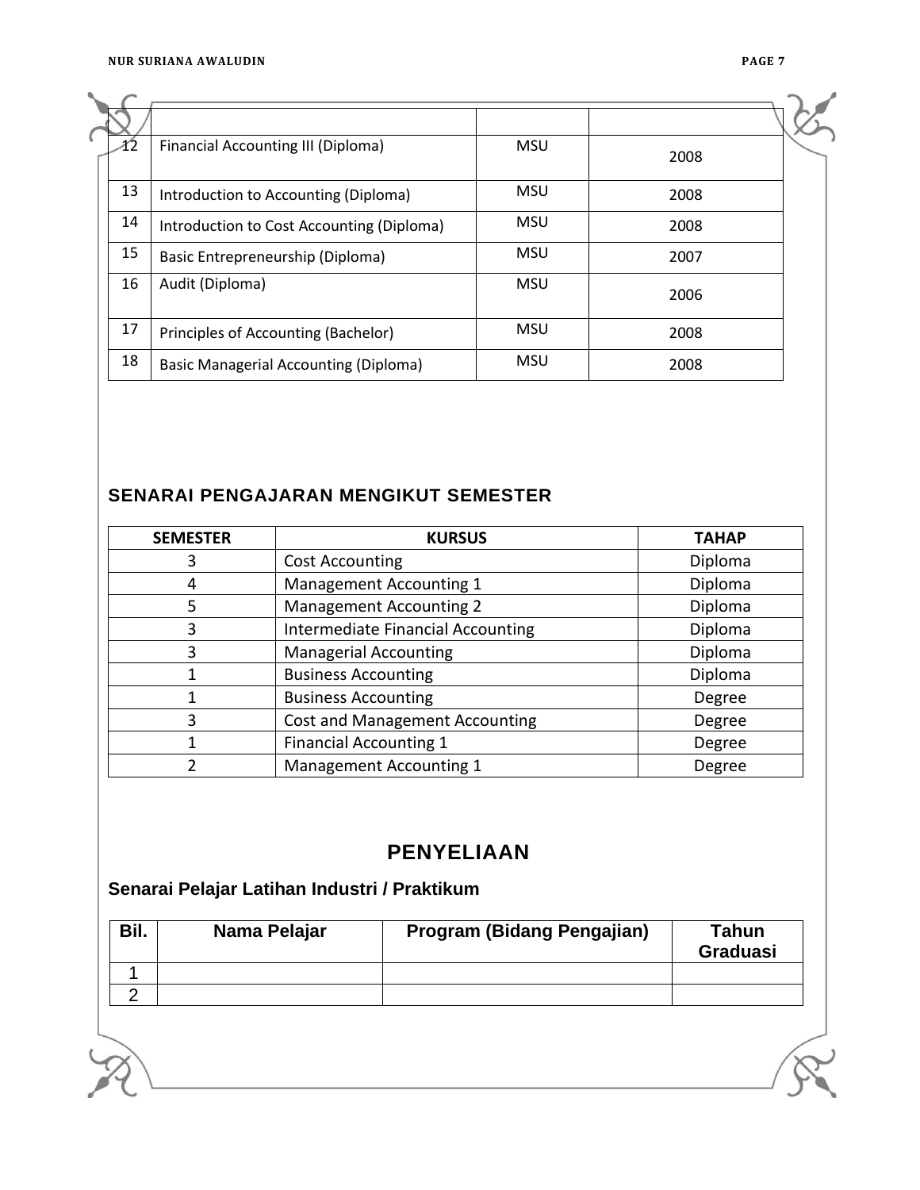| | | | |
|---|---|---|---|
| 12 | Financial Accounting III (Diploma) | MSU | 2008 |
| 13 | Introduction to Accounting (Diploma) | MSU | 2008 |
| 14 | Introduction to Cost Accounting (Diploma) | MSU | 2008 |
| 15 | Basic Entrepreneurship (Diploma) | MSU | 2007 |
| 16 | Audit (Diploma) | MSU | 2006 |
| 17 | Principles of Accounting (Bachelor) | MSU | 2008 |
| 18 | Basic Managerial Accounting (Diploma) | MSU | 2008 |

## SENARAI PENGAJARAN MENGIKUT SEMESTER

| SEMESTER | KURSUS | TAHAP |
|---|---|---|
| 3 | Cost Accounting | Diploma |
| 4 | Management Accounting 1 | Diploma |
| 5 | Management Accounting 2 | Diploma |
| 3 | Intermediate Financial Accounting | Diploma |
| 3 | Managerial Accounting | Diploma |
| 1 | Business Accounting | Diploma |
| 1 | Business Accounting | Degree |
| 3 | Cost and Management Accounting | Degree |
| 1 | Financial Accounting 1 | Degree |
| 2 | Management Accounting 1 | Degree |

# PENYELIAAN

### Senarai Pelajar Latihan Industri / Praktikum

| Bil. | Nama Pelajar | Program (Bidang Pengajian) | Tahun Graduasi |
|---|---|---|---|
| 1 | | | |
| 2 | | | |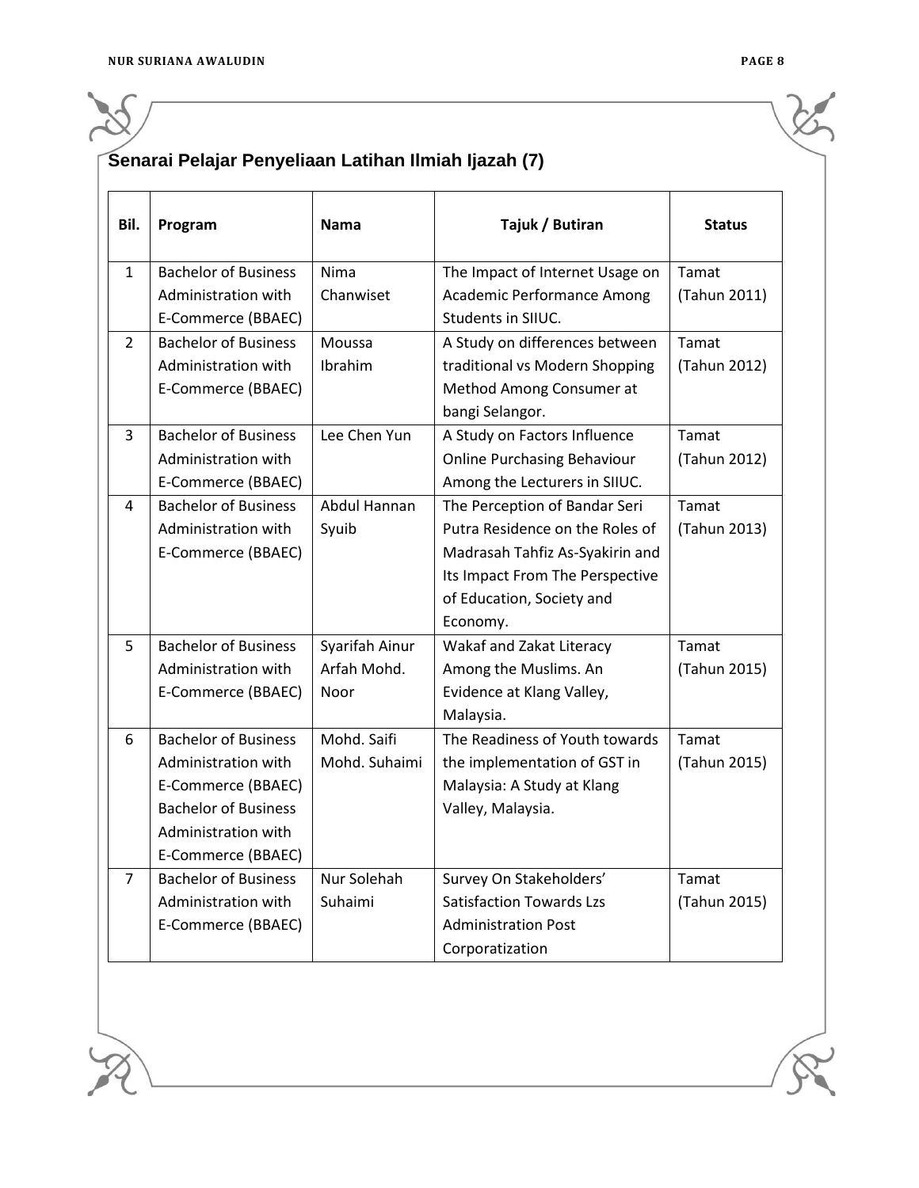## Senarai Pelajar Penyeliaan Latihan Ilmiah Ijazah (7)

| Bil. | Program | Nama | Tajuk / Butiran | Status |
|---|---|---|---|---|
| 1 | Bachelor of Business Administration with E-Commerce (BBAEC) | Nima Chanwiset | The Impact of Internet Usage on Academic Performance Among Students in SIIUC. | Tamat (Tahun 2011) |
| 2 | Bachelor of Business Administration with E-Commerce (BBAEC) | Moussa Ibrahim | A Study on differences between traditional vs Modern Shopping Method Among Consumer at bangi Selangor. | Tamat (Tahun 2012) |
| 3 | Bachelor of Business Administration with E-Commerce (BBAEC) | Lee Chen Yun | A Study on Factors Influence Online Purchasing Behaviour Among the Lecturers in SIIUC. | Tamat (Tahun 2012) |
| 4 | Bachelor of Business Administration with E-Commerce (BBAEC) | Abdul Hannan Syuib | The Perception of Bandar Seri Putra Residence on the Roles of Madrasah Tahfiz As-Syakirin and Its Impact From The Perspective of Education, Society and Economy. | Tamat (Tahun 2013) |
| 5 | Bachelor of Business Administration with E-Commerce (BBAEC) | Syarifah Ainur Arfah Mohd. Noor | Wakaf and Zakat Literacy Among the Muslims. An Evidence at Klang Valley, Malaysia. | Tamat (Tahun 2015) |
| 6 | Bachelor of Business Administration with E-Commerce (BBAEC) Bachelor of Business Administration with E-Commerce (BBAEC) | Mohd. Saifi Mohd. Suhaimi | The Readiness of Youth towards the implementation of GST in Malaysia: A Study at Klang Valley, Malaysia. | Tamat (Tahun 2015) |
| 7 | Bachelor of Business Administration with E-Commerce (BBAEC) | Nur Solehah Suhaimi | Survey On Stakeholders' Satisfaction Towards Lzs Administration Post Corporatization | Tamat (Tahun 2015) |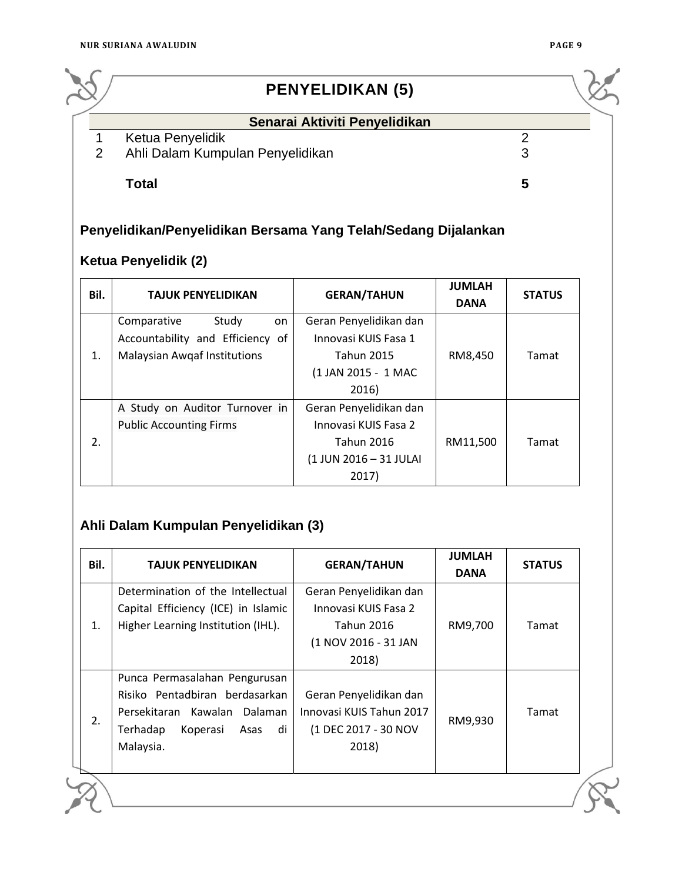# PENYELIDIKAN (5)

| | Senarai Aktiviti Penyelidikan | |
|---|---|---|
| 1 | Ketua Penyelidik | 2 |
| 2 | Ahli Dalam Kumpulan Penyelidikan | 3 |
| | **Total** | **5** |

### Penyelidikan/Penyelidikan Bersama Yang Telah/Sedang Dijalankan

### Ketua Penyelidik (2)

| Bil. | TAJUK PENYELIDIKAN | GERAN/TAHUN | JUMLAH DANA | STATUS |
|---|---|---|---|---|
| 1. | Comparative Study on Accountability and Efficiency of Malaysian Awqaf Institutions | Geran Penyelidikan dan Innovasi KUIS Fasa 1 Tahun 2015 (1 JAN 2015 - 1 MAC 2016) | RM8,450 | Tamat |
| 2. | A Study on Auditor Turnover in Public Accounting Firms | Geran Penyelidikan dan Innovasi KUIS Fasa 2 Tahun 2016 (1 JUN 2016 – 31 JULAI 2017) | RM11,500 | Tamat |

### Ahli Dalam Kumpulan Penyelidikan (3)

| Bil. | TAJUK PENYELIDIKAN | GERAN/TAHUN | JUMLAH DANA | STATUS |
|---|---|---|---|---|
| 1. | Determination of the Intellectual Capital Efficiency (ICE) in Islamic Higher Learning Institution (IHL). | Geran Penyelidikan dan Innovasi KUIS Fasa 2 Tahun 2016 (1 NOV 2016 - 31 JAN 2018) | RM9,700 | Tamat |
| 2. | Punca Permasalahan Pengurusan Risiko Pentadbiran berdasarkan Persekitaran Kawalan Dalaman Terhadap Koperasi Asas di Malaysia. | Geran Penyelidikan dan Innovasi KUIS Tahun 2017 (1 DEC 2017 - 30 NOV 2018) | RM9,930 | Tamat |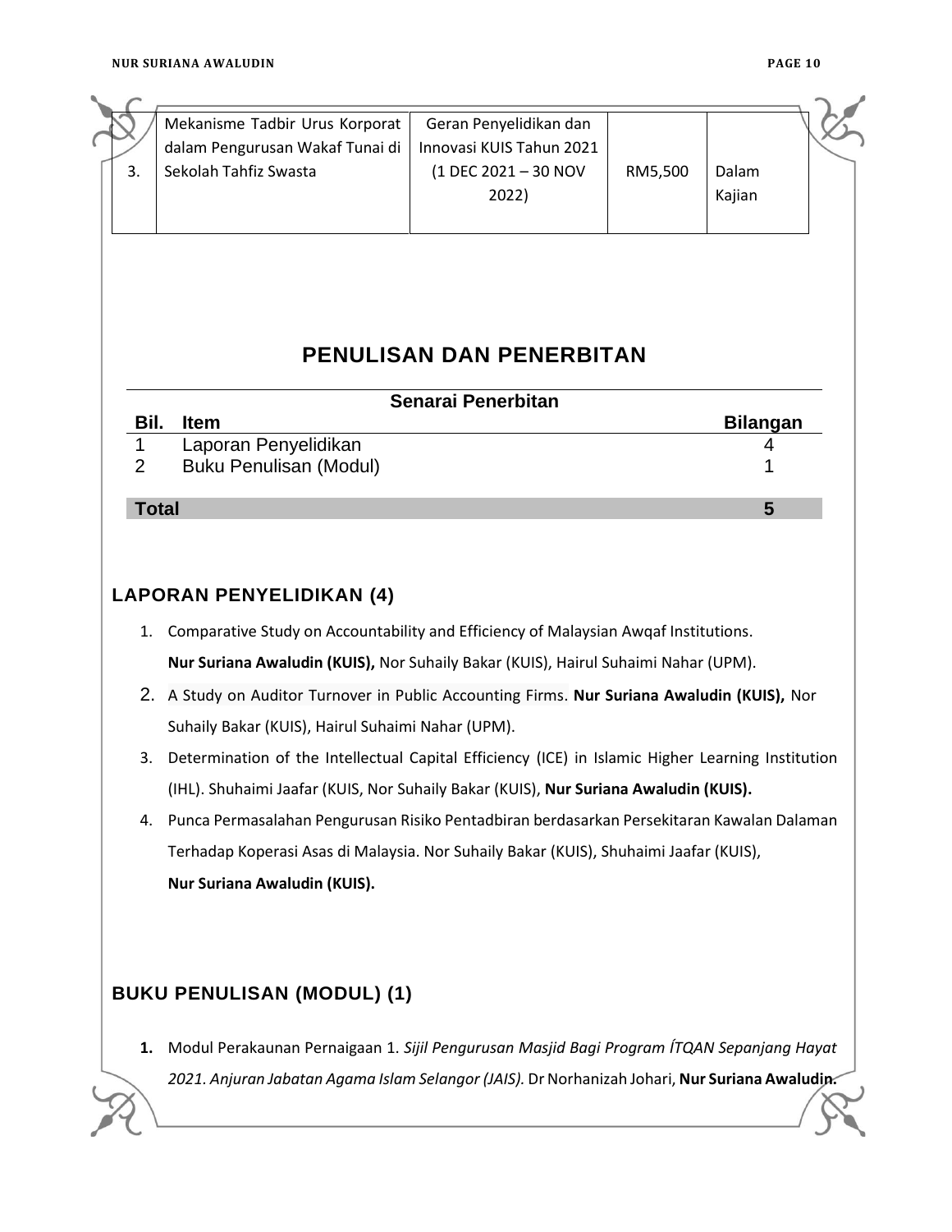| 3. | Mekanisme Tadbir Urus Korporat dalam Pengurusan Wakaf Tunai di Sekolah Tahfiz Swasta | Geran Penyelidikan dan Innovasi KUIS Tahun 2021 (1 DEC 2021 – 30 NOV 2022) | RM5,500 | Dalam Kajian |
|---|---|---|---|---|

# PENULISAN DAN PENERBITAN

| Senarai Penerbitan | | |
|---|---|---|
| **Bil.** | **Item** | **Bilangan** |
| 1 | Laporan Penyelidikan | 4 |
| 2 | Buku Penulisan (Modul) | 1 |
| **Total** | | **5** |

## LAPORAN PENYELIDIKAN (4)

1. Comparative Study on Accountability and Efficiency of Malaysian Awqaf Institutions. **Nur Suriana Awaludin (KUIS),** Nor Suhaily Bakar (KUIS), Hairul Suhaimi Nahar (UPM).
2. A Study on Auditor Turnover in Public Accounting Firms. **Nur Suriana Awaludin (KUIS),** Nor Suhaily Bakar (KUIS), Hairul Suhaimi Nahar (UPM).
3. Determination of the Intellectual Capital Efficiency (ICE) in Islamic Higher Learning Institution (IHL). Shuhaimi Jaafar (KUIS, Nor Suhaily Bakar (KUIS), **Nur Suriana Awaludin (KUIS).**
4. Punca Permasalahan Pengurusan Risiko Pentadbiran berdasarkan Persekitaran Kawalan Dalaman Terhadap Koperasi Asas di Malaysia. Nor Suhaily Bakar (KUIS), Shuhaimi Jaafar (KUIS), **Nur Suriana Awaludin (KUIS).**

## BUKU PENULISAN (MODUL) (1)

1. Modul Perakaunan Pernaigaan 1. *Sijil Pengurusan Masjid Bagi Program ÍTQAN Sepanjang Hayat 2021. Anjuran Jabatan Agama Islam Selangor (JAIS).* Dr Norhanizah Johari, **Nur Suriana Awaludin.**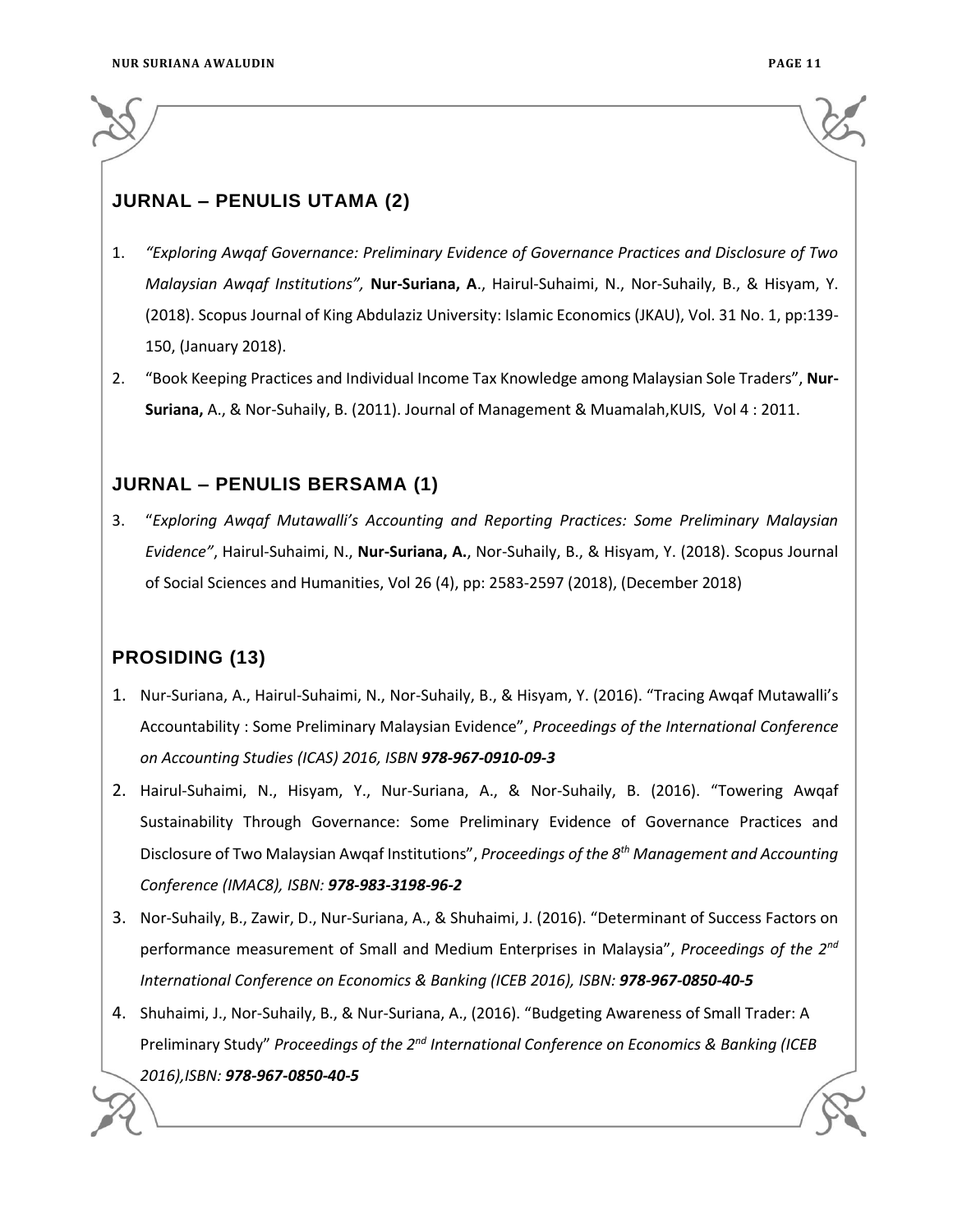## JURNAL – PENULIS UTAMA (2)

1. *"Exploring Awqaf Governance: Preliminary Evidence of Governance Practices and Disclosure of Two Malaysian Awqaf Institutions",* **Nur-Suriana, A**., Hairul-Suhaimi, N., Nor-Suhaily, B., & Hisyam, Y. (2018). Scopus Journal of King Abdulaziz University: Islamic Economics (JKAU), Vol. 31 No. 1, pp:139-150, (January 2018).
2. "Book Keeping Practices and Individual Income Tax Knowledge among Malaysian Sole Traders", **Nur-Suriana,** A., & Nor-Suhaily, B. (2011). Journal of Management & Muamalah,KUIS, Vol 4 : 2011.

## JURNAL – PENULIS BERSAMA (1)

3. "*Exploring Awqaf Mutawalli's Accounting and Reporting Practices: Some Preliminary Malaysian Evidence"*, Hairul-Suhaimi, N., **Nur-Suriana, A.**, Nor-Suhaily, B., & Hisyam, Y. (2018). Scopus Journal of Social Sciences and Humanities, Vol 26 (4), pp: 2583-2597 (2018), (December 2018)

## PROSIDING (13)

1. Nur-Suriana, A., Hairul-Suhaimi, N., Nor-Suhaily, B., & Hisyam, Y. (2016). "Tracing Awqaf Mutawalli's Accountability : Some Preliminary Malaysian Evidence", *Proceedings of the International Conference on Accounting Studies (ICAS) 2016, ISBN **978-967-0910-09-3***
2. Hairul-Suhaimi, N., Hisyam, Y., Nur-Suriana, A., & Nor-Suhaily, B. (2016). "Towering Awqaf Sustainability Through Governance: Some Preliminary Evidence of Governance Practices and Disclosure of Two Malaysian Awqaf Institutions", *Proceedings of the 8th Management and Accounting Conference (IMAC8), ISBN: **978-983-3198-96-2***
3. Nor-Suhaily, B., Zawir, D., Nur-Suriana, A., & Shuhaimi, J. (2016). "Determinant of Success Factors on performance measurement of Small and Medium Enterprises in Malaysia", *Proceedings of the 2nd International Conference on Economics & Banking (ICEB 2016), ISBN: **978-967-0850-40-5***
4. Shuhaimi, J., Nor-Suhaily, B., & Nur-Suriana, A., (2016). "Budgeting Awareness of Small Trader: A Preliminary Study" *Proceedings of the 2nd International Conference on Economics & Banking (ICEB 2016),ISBN: **978-967-0850-40-5***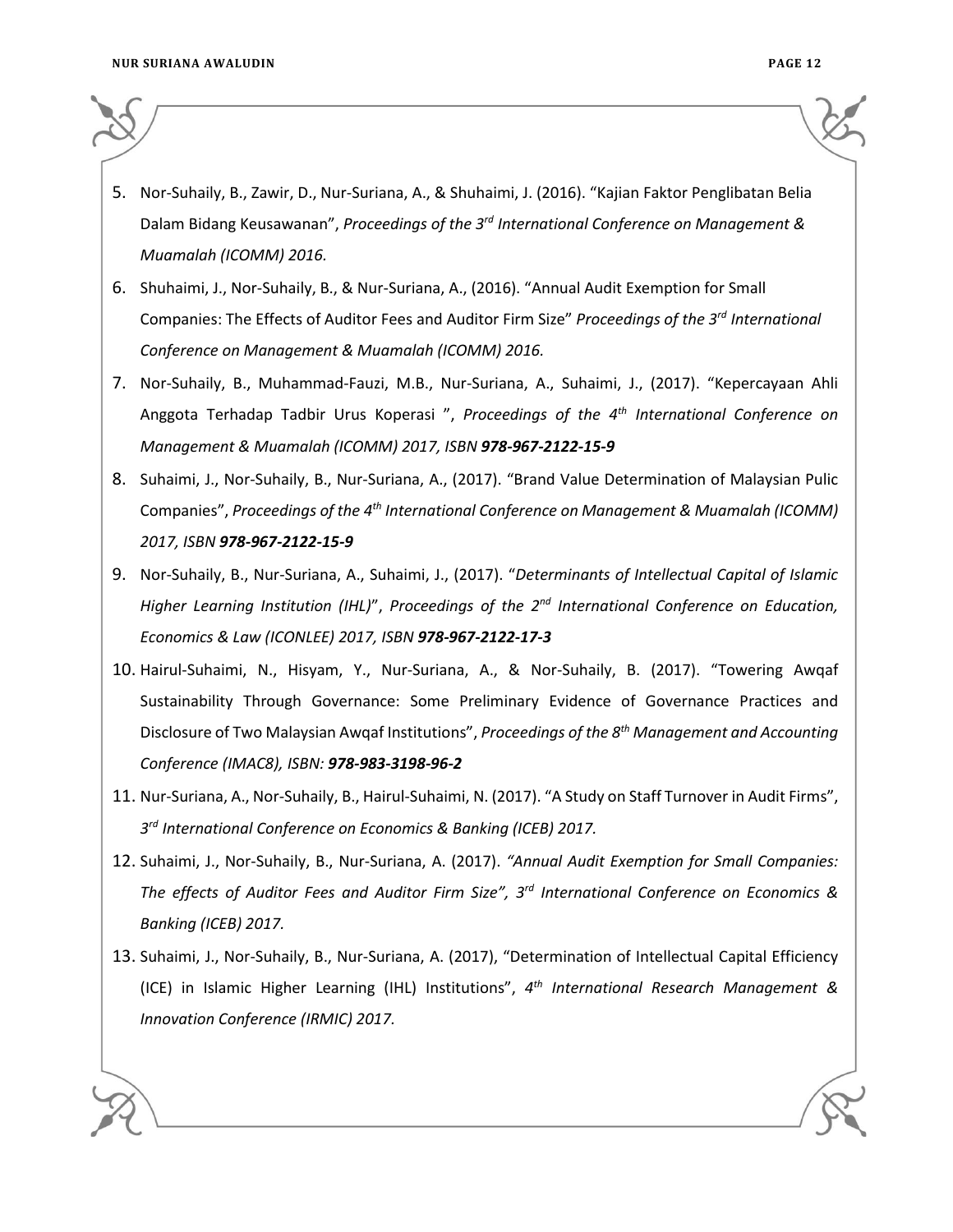5. Nor-Suhaily, B., Zawir, D., Nur-Suriana, A., & Shuhaimi, J. (2016). "Kajian Faktor Penglibatan Belia Dalam Bidang Keusawanan", *Proceedings of the 3rd International Conference on Management & Muamalah (ICOMM) 2016.*
6. Shuhaimi, J., Nor-Suhaily, B., & Nur-Suriana, A., (2016). "Annual Audit Exemption for Small Companies: The Effects of Auditor Fees and Auditor Firm Size" *Proceedings of the 3rd International Conference on Management & Muamalah (ICOMM) 2016.*
7. Nor-Suhaily, B., Muhammad-Fauzi, M.B., Nur-Suriana, A., Suhaimi, J., (2017). "Kepercayaan Ahli Anggota Terhadap Tadbir Urus Koperasi ", *Proceedings of the 4th International Conference on Management & Muamalah (ICOMM) 2017, ISBN* ***978-967-2122-15-9***
8. Suhaimi, J., Nor-Suhaily, B., Nur-Suriana, A., (2017). "Brand Value Determination of Malaysian Pulic Companies", *Proceedings of the 4th International Conference on Management & Muamalah (ICOMM) 2017, ISBN* ***978-967-2122-15-9***
9. Nor-Suhaily, B., Nur-Suriana, A., Suhaimi, J., (2017). "*Determinants of Intellectual Capital of Islamic Higher Learning Institution (IHL)*", *Proceedings of the 2nd International Conference on Education, Economics & Law (ICONLEE) 2017, ISBN* ***978-967-2122-17-3***
10. Hairul-Suhaimi, N., Hisyam, Y., Nur-Suriana, A., & Nor-Suhaily, B. (2017). "Towering Awqaf Sustainability Through Governance: Some Preliminary Evidence of Governance Practices and Disclosure of Two Malaysian Awqaf Institutions", *Proceedings of the 8th Management and Accounting Conference (IMAC8), ISBN:* ***978-983-3198-96-2***
11. Nur-Suriana, A., Nor-Suhaily, B., Hairul-Suhaimi, N. (2017). "A Study on Staff Turnover in Audit Firms", *3rd International Conference on Economics & Banking (ICEB) 2017.*
12. Suhaimi, J., Nor-Suhaily, B., Nur-Suriana, A. (2017). *"Annual Audit Exemption for Small Companies: The effects of Auditor Fees and Auditor Firm Size", 3rd International Conference on Economics & Banking (ICEB) 2017.*
13. Suhaimi, J., Nor-Suhaily, B., Nur-Suriana, A. (2017), "Determination of Intellectual Capital Efficiency (ICE) in Islamic Higher Learning (IHL) Institutions", *4th International Research Management & Innovation Conference (IRMIC) 2017.*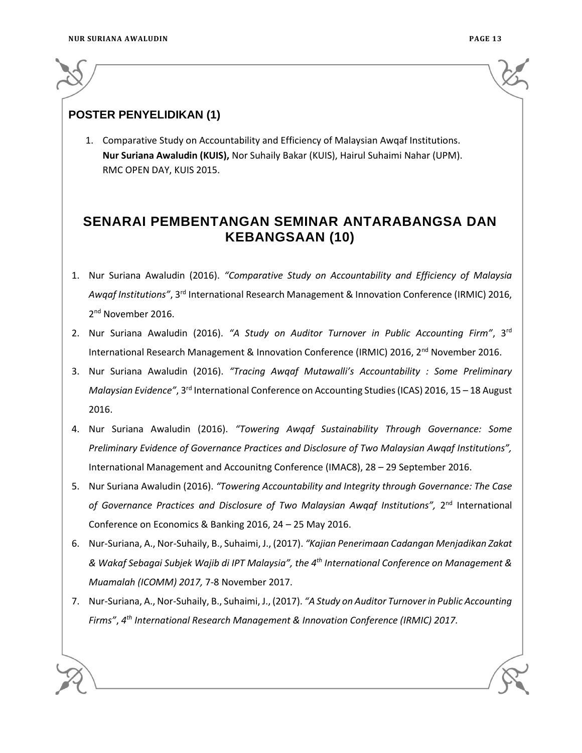## POSTER PENYELIDIKAN (1)

1. Comparative Study on Accountability and Efficiency of Malaysian Awqaf Institutions.
   **Nur Suriana Awaludin (KUIS),** Nor Suhaily Bakar (KUIS), Hairul Suhaimi Nahar (UPM).
   RMC OPEN DAY, KUIS 2015.

## SENARAI PEMBENTANGAN SEMINAR ANTARABANGSA DAN KEBANGSAAN (10)

1. Nur Suriana Awaludin (2016). *"Comparative Study on Accountability and Efficiency of Malaysia Awqaf Institutions"*, 3rd International Research Management & Innovation Conference (IRMIC) 2016, 2nd November 2016.
2. Nur Suriana Awaludin (2016). *"A Study on Auditor Turnover in Public Accounting Firm"*, 3rd International Research Management & Innovation Conference (IRMIC) 2016, 2nd November 2016.
3. Nur Suriana Awaludin (2016). *"Tracing Awqaf Mutawalli's Accountability : Some Preliminary Malaysian Evidence"*, 3rd International Conference on Accounting Studies (ICAS) 2016, 15 – 18 August 2016.
4. Nur Suriana Awaludin (2016). *"Towering Awqaf Sustainability Through Governance: Some Preliminary Evidence of Governance Practices and Disclosure of Two Malaysian Awqaf Institutions",* International Management and Accounitng Conference (IMAC8), 28 – 29 September 2016.
5. Nur Suriana Awaludin (2016). *"Towering Accountability and Integrity through Governance: The Case of Governance Practices and Disclosure of Two Malaysian Awqaf Institutions",* 2nd International Conference on Economics & Banking 2016, 24 – 25 May 2016.
6. Nur-Suriana, A., Nor-Suhaily, B., Suhaimi, J., (2017). *"Kajian Penerimaan Cadangan Menjadikan Zakat & Wakaf Sebagai Subjek Wajib di IPT Malaysia", the 4th International Conference on Management & Muamalah (ICOMM) 2017,* 7-8 November 2017.
7. Nur-Suriana, A., Nor-Suhaily, B., Suhaimi, J., (2017). *"A Study on Auditor Turnover in Public Accounting Firms", 4th International Research Management & Innovation Conference (IRMIC) 2017.*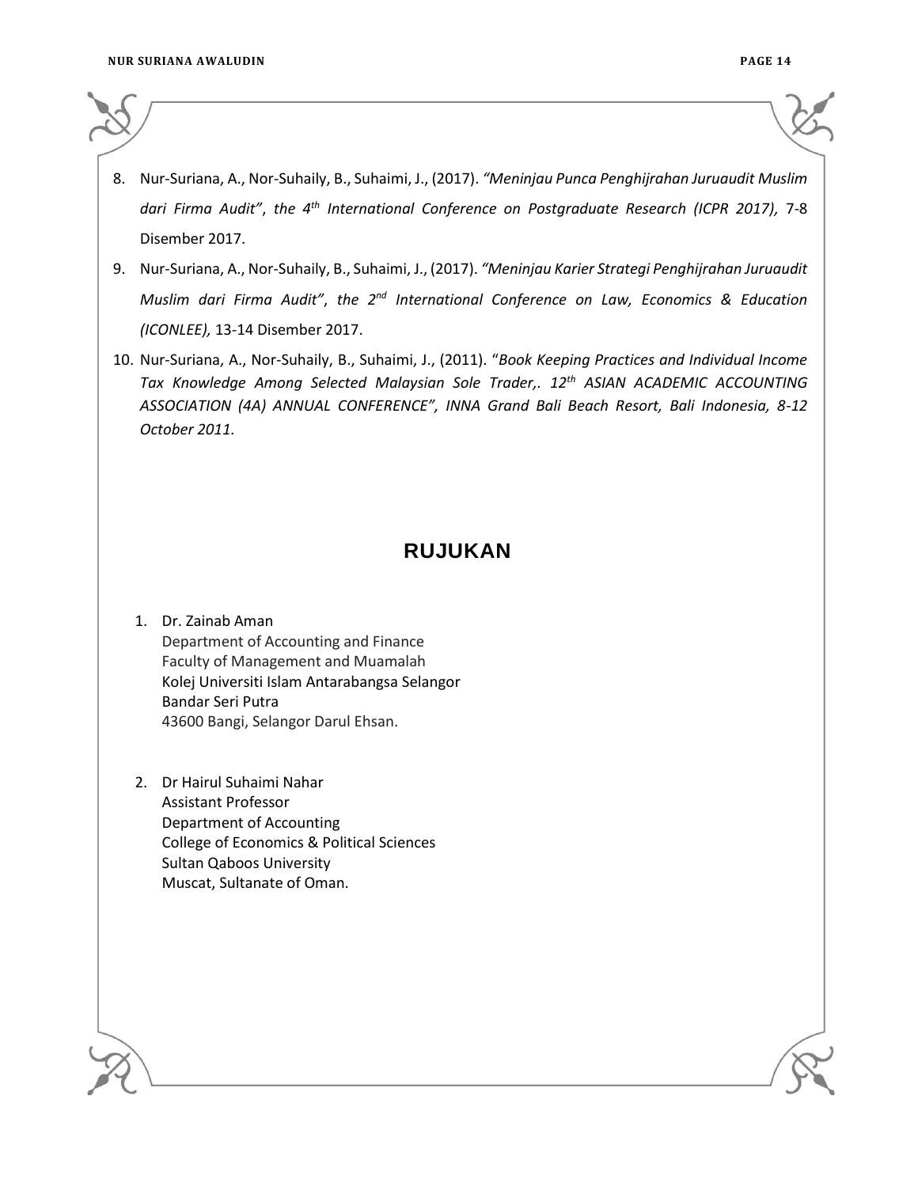8. Nur-Suriana, A., Nor-Suhaily, B., Suhaimi, J., (2017). *"Meninjau Punca Penghijrahan Juruaudit Muslim dari Firma Audit"*, *the 4th International Conference on Postgraduate Research (ICPR 2017),* 7-8 Disember 2017.
9. Nur-Suriana, A., Nor-Suhaily, B., Suhaimi, J., (2017). *"Meninjau Karier Strategi Penghijrahan Juruaudit Muslim dari Firma Audit"*, *the 2nd International Conference on Law, Economics & Education (ICONLEE),* 13-14 Disember 2017.
10. Nur-Suriana, A., Nor-Suhaily, B., Suhaimi, J., (2011). "*Book Keeping Practices and Individual Income Tax Knowledge Among Selected Malaysian Sole Trader,. 12th ASIAN ACADEMIC ACCOUNTING ASSOCIATION (4A) ANNUAL CONFERENCE", INNA Grand Bali Beach Resort, Bali Indonesia, 8-12 October 2011.*

## RUJUKAN

1. Dr. Zainab Aman
   Department of Accounting and Finance
   Faculty of Management and Muamalah
   Kolej Universiti Islam Antarabangsa Selangor
   Bandar Seri Putra
   43600 Bangi, Selangor Darul Ehsan.

2. Dr Hairul Suhaimi Nahar
   Assistant Professor
   Department of Accounting
   College of Economics & Political Sciences
   Sultan Qaboos University
   Muscat, Sultanate of Oman.